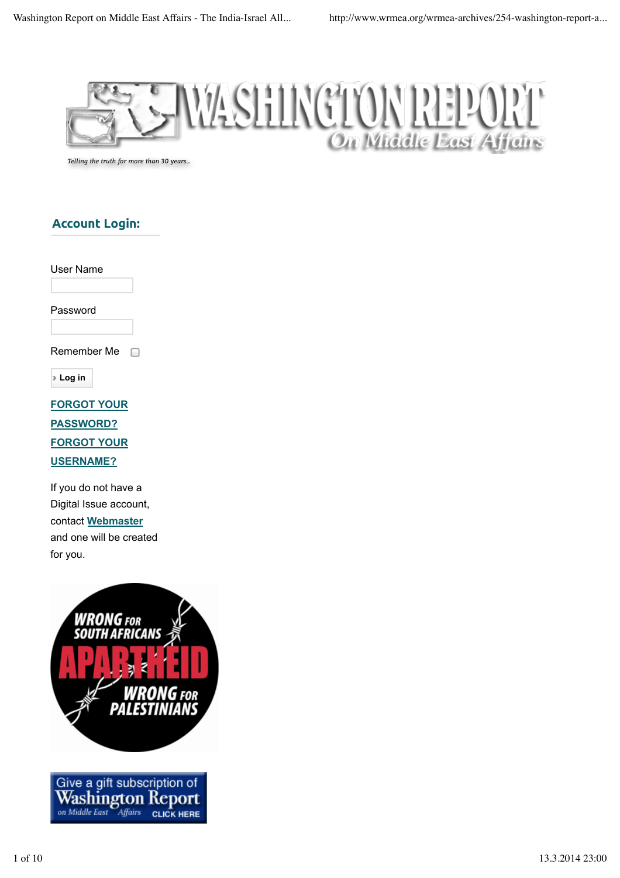# WASHINGTON REPORT On Middle East Affairs

*Telling the truth for more than 30 years...*

## Account Login:

User Name

Password

Remember Me

Log in

FORGOT YOUR PASSWORD?
FORGOT YOUR USERNAME?

If you do not have a Digital Issue account, contact Webmaster and one will be created for you.

WRONG FOR SOUTH AFRICANS
APARTHEID
WRONG FOR PALESTINIANS

Give a gift subscription of Washington Report on Middle East Affairs CLICK HERE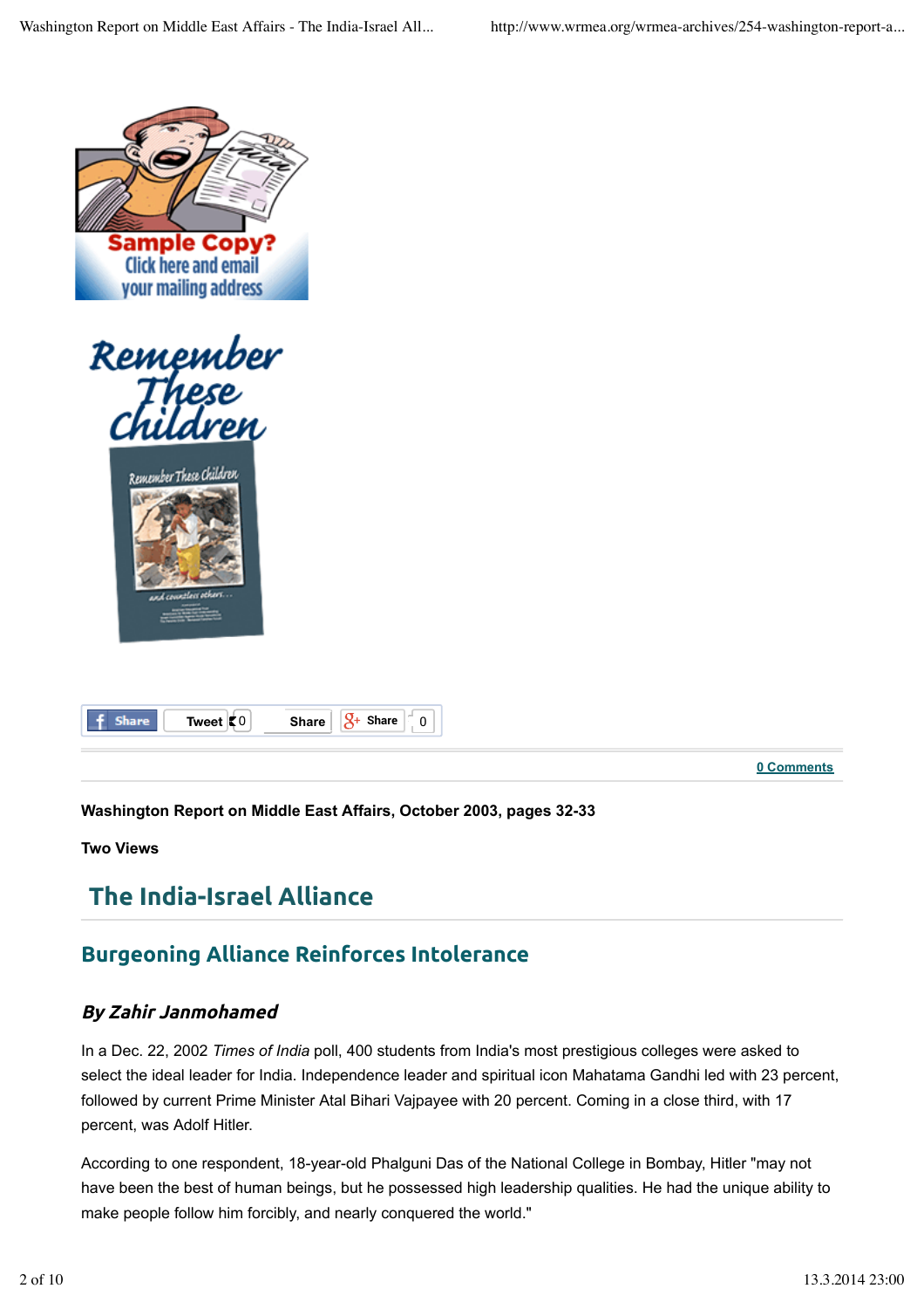Share | Tweet 0 | Share | Share 0

0 Comments

**Washington Report on Middle East Affairs, October 2003, pages 32-33**

**Two Views**

# The India-Israel Alliance

## Burgeoning Alliance Reinforces Intolerance

### *By Zahir Janmohamed*

In a Dec. 22, 2002 *Times of India* poll, 400 students from India's most prestigious colleges were asked to select the ideal leader for India. Independence leader and spiritual icon Mahatama Gandhi led with 23 percent, followed by current Prime Minister Atal Bihari Vajpayee with 20 percent. Coming in a close third, with 17 percent, was Adolf Hitler.

According to one respondent, 18-year-old Phalguni Das of the National College in Bombay, Hitler "may not have been the best of human beings, but he possessed high leadership qualities. He had the unique ability to make people follow him forcibly, and nearly conquered the world."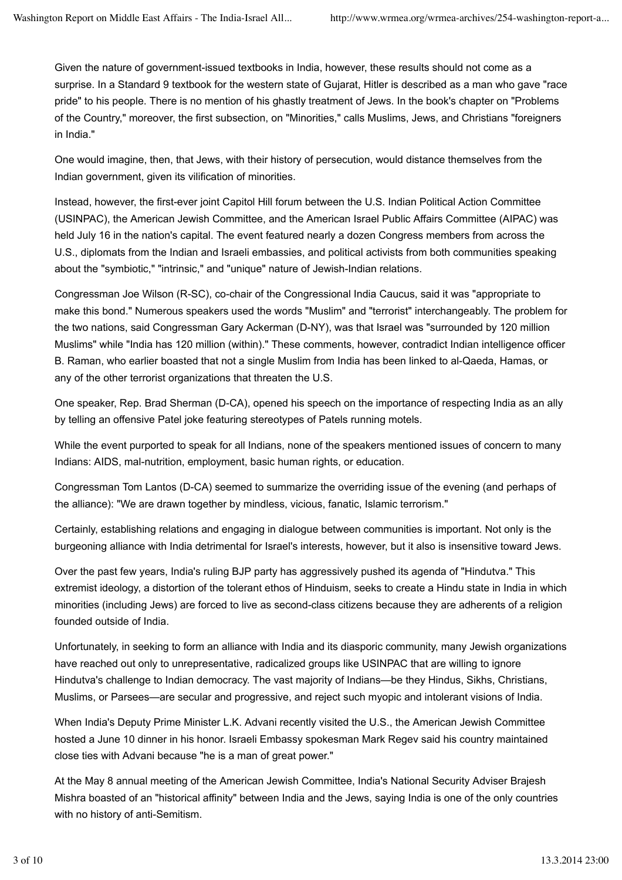Given the nature of government-issued textbooks in India, however, these results should not come as a surprise. In a Standard 9 textbook for the western state of Gujarat, Hitler is described as a man who gave "race pride" to his people. There is no mention of his ghastly treatment of Jews. In the book's chapter on "Problems of the Country," moreover, the first subsection, on "Minorities," calls Muslims, Jews, and Christians "foreigners in India."

One would imagine, then, that Jews, with their history of persecution, would distance themselves from the Indian government, given its vilification of minorities.

Instead, however, the first-ever joint Capitol Hill forum between the U.S. Indian Political Action Committee (USINPAC), the American Jewish Committee, and the American Israel Public Affairs Committee (AIPAC) was held July 16 in the nation's capital. The event featured nearly a dozen Congress members from across the U.S., diplomats from the Indian and Israeli embassies, and political activists from both communities speaking about the "symbiotic," "intrinsic," and "unique" nature of Jewish-Indian relations.

Congressman Joe Wilson (R-SC), co-chair of the Congressional India Caucus, said it was "appropriate to make this bond." Numerous speakers used the words "Muslim" and "terrorist" interchangeably. The problem for the two nations, said Congressman Gary Ackerman (D-NY), was that Israel was "surrounded by 120 million Muslims" while "India has 120 million (within)." These comments, however, contradict Indian intelligence officer B. Raman, who earlier boasted that not a single Muslim from India has been linked to al-Qaeda, Hamas, or any of the other terrorist organizations that threaten the U.S.

One speaker, Rep. Brad Sherman (D-CA), opened his speech on the importance of respecting India as an ally by telling an offensive Patel joke featuring stereotypes of Patels running motels.

While the event purported to speak for all Indians, none of the speakers mentioned issues of concern to many Indians: AIDS, mal-nutrition, employment, basic human rights, or education.

Congressman Tom Lantos (D-CA) seemed to summarize the overriding issue of the evening (and perhaps of the alliance): "We are drawn together by mindless, vicious, fanatic, Islamic terrorism."

Certainly, establishing relations and engaging in dialogue between communities is important. Not only is the burgeoning alliance with India detrimental for Israel's interests, however, but it also is insensitive toward Jews.

Over the past few years, India's ruling BJP party has aggressively pushed its agenda of "Hindutva." This extremist ideology, a distortion of the tolerant ethos of Hinduism, seeks to create a Hindu state in India in which minorities (including Jews) are forced to live as second-class citizens because they are adherents of a religion founded outside of India.

Unfortunately, in seeking to form an alliance with India and its diasporic community, many Jewish organizations have reached out only to unrepresentative, radicalized groups like USINPAC that are willing to ignore Hindutva's challenge to Indian democracy. The vast majority of Indians—be they Hindus, Sikhs, Christians, Muslims, or Parsees—are secular and progressive, and reject such myopic and intolerant visions of India.

When India's Deputy Prime Minister L.K. Advani recently visited the U.S., the American Jewish Committee hosted a June 10 dinner in his honor. Israeli Embassy spokesman Mark Regev said his country maintained close ties with Advani because "he is a man of great power."

At the May 8 annual meeting of the American Jewish Committee, India's National Security Adviser Brajesh Mishra boasted of an "historical affinity" between India and the Jews, saying India is one of the only countries with no history of anti-Semitism.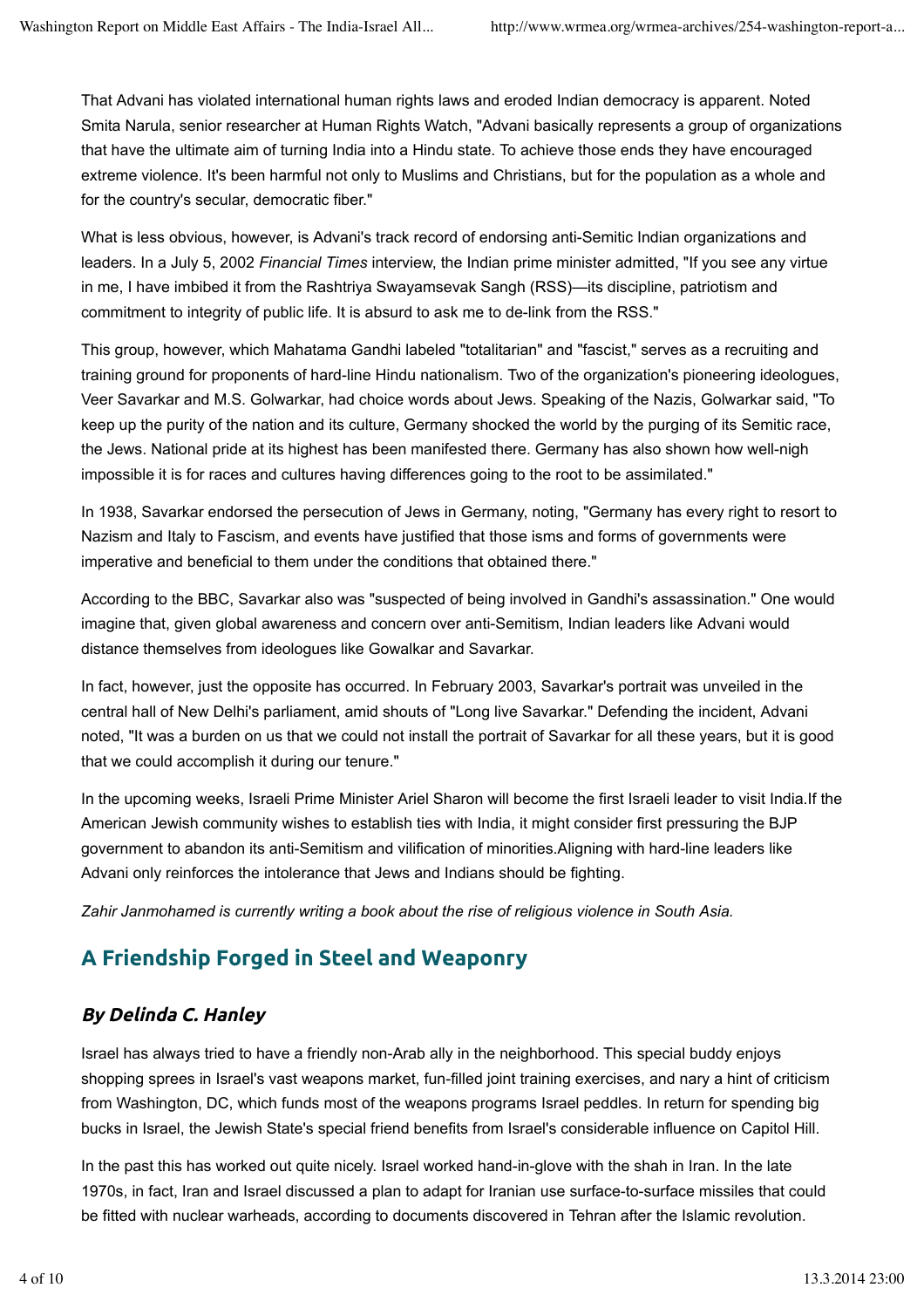That Advani has violated international human rights laws and eroded Indian democracy is apparent. Noted Smita Narula, senior researcher at Human Rights Watch, "Advani basically represents a group of organizations that have the ultimate aim of turning India into a Hindu state. To achieve those ends they have encouraged extreme violence. It's been harmful not only to Muslims and Christians, but for the population as a whole and for the country's secular, democratic fiber."

What is less obvious, however, is Advani's track record of endorsing anti-Semitic Indian organizations and leaders. In a July 5, 2002 *Financial Times* interview, the Indian prime minister admitted, "If you see any virtue in me, I have imbibed it from the Rashtriya Swayamsevak Sangh (RSS)—its discipline, patriotism and commitment to integrity of public life. It is absurd to ask me to de-link from the RSS."

This group, however, which Mahatama Gandhi labeled "totalitarian" and "fascist," serves as a recruiting and training ground for proponents of hard-line Hindu nationalism. Two of the organization's pioneering ideologues, Veer Savarkar and M.S. Golwarkar, had choice words about Jews. Speaking of the Nazis, Golwarkar said, "To keep up the purity of the nation and its culture, Germany shocked the world by the purging of its Semitic race, the Jews. National pride at its highest has been manifested there. Germany has also shown how well-nigh impossible it is for races and cultures having differences going to the root to be assimilated."

In 1938, Savarkar endorsed the persecution of Jews in Germany, noting, "Germany has every right to resort to Nazism and Italy to Fascism, and events have justified that those isms and forms of governments were imperative and beneficial to them under the conditions that obtained there."

According to the BBC, Savarkar also was "suspected of being involved in Gandhi's assassination." One would imagine that, given global awareness and concern over anti-Semitism, Indian leaders like Advani would distance themselves from ideologues like Gowalkar and Savarkar.

In fact, however, just the opposite has occurred. In February 2003, Savarkar's portrait was unveiled in the central hall of New Delhi's parliament, amid shouts of "Long live Savarkar." Defending the incident, Advani noted, "It was a burden on us that we could not install the portrait of Savarkar for all these years, but it is good that we could accomplish it during our tenure."

In the upcoming weeks, Israeli Prime Minister Ariel Sharon will become the first Israeli leader to visit India.If the American Jewish community wishes to establish ties with India, it might consider first pressuring the BJP government to abandon its anti-Semitism and vilification of minorities.Aligning with hard-line leaders like Advani only reinforces the intolerance that Jews and Indians should be fighting.

*Zahir Janmohamed is currently writing a book about the rise of religious violence in South Asia.*

## A Friendship Forged in Steel and Weaponry

### *By Delinda C. Hanley*

Israel has always tried to have a friendly non-Arab ally in the neighborhood. This special buddy enjoys shopping sprees in Israel's vast weapons market, fun-filled joint training exercises, and nary a hint of criticism from Washington, DC, which funds most of the weapons programs Israel peddles. In return for spending big bucks in Israel, the Jewish State's special friend benefits from Israel's considerable influence on Capitol Hill.

In the past this has worked out quite nicely. Israel worked hand-in-glove with the shah in Iran. In the late 1970s, in fact, Iran and Israel discussed a plan to adapt for Iranian use surface-to-surface missiles that could be fitted with nuclear warheads, according to documents discovered in Tehran after the Islamic revolution.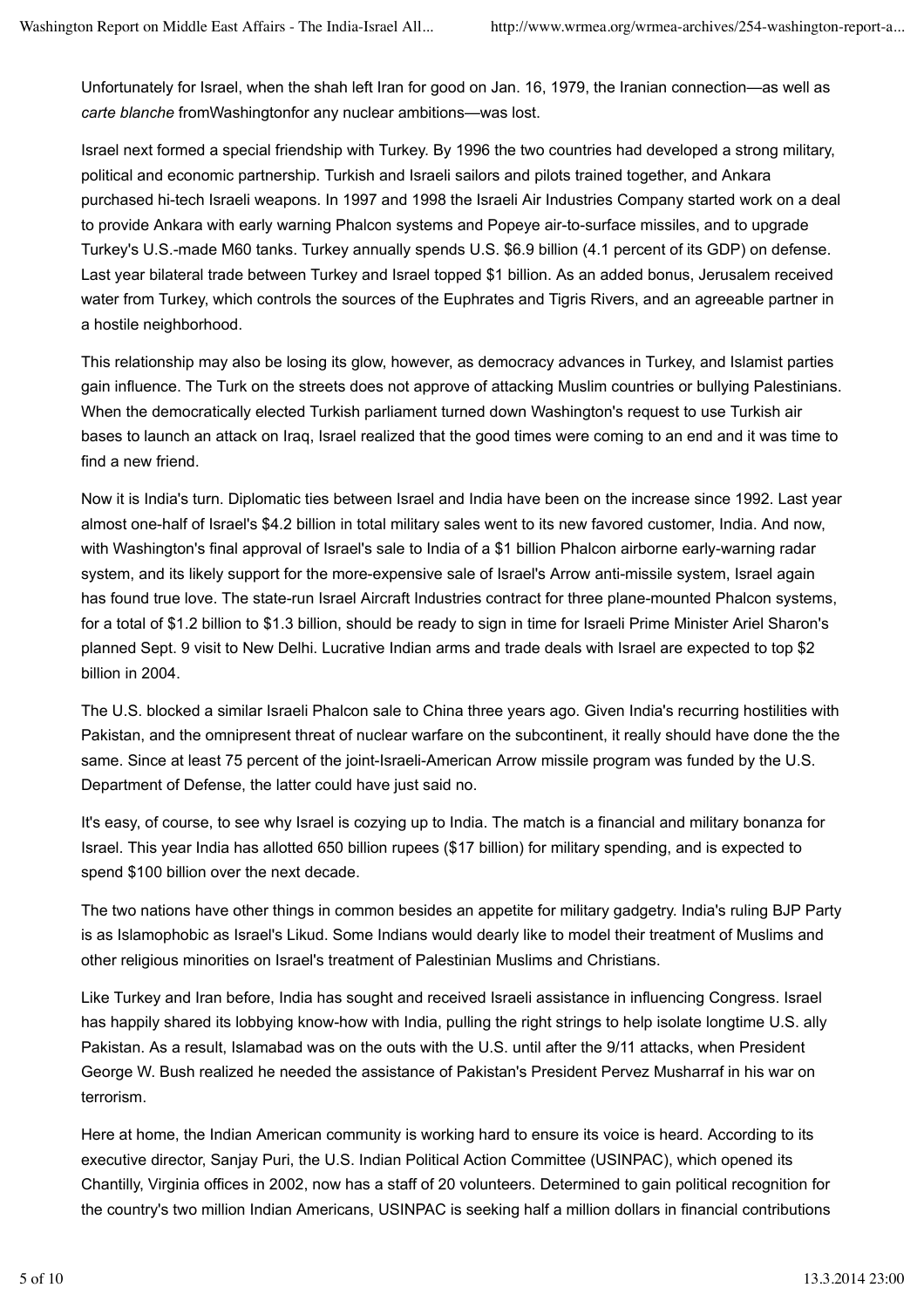Unfortunately for Israel, when the shah left Iran for good on Jan. 16, 1979, the Iranian connection—as well as *carte blanche* fromWashingtonfor any nuclear ambitions—was lost.

Israel next formed a special friendship with Turkey. By 1996 the two countries had developed a strong military, political and economic partnership. Turkish and Israeli sailors and pilots trained together, and Ankara purchased hi-tech Israeli weapons. In 1997 and 1998 the Israeli Air Industries Company started work on a deal to provide Ankara with early warning Phalcon systems and Popeye air-to-surface missiles, and to upgrade Turkey's U.S.-made M60 tanks. Turkey annually spends U.S. $6.9 billion (4.1 percent of its GDP) on defense. Last year bilateral trade between Turkey and Israel topped $1 billion. As an added bonus, Jerusalem received water from Turkey, which controls the sources of the Euphrates and Tigris Rivers, and an agreeable partner in a hostile neighborhood.

This relationship may also be losing its glow, however, as democracy advances in Turkey, and Islamist parties gain influence. The Turk on the streets does not approve of attacking Muslim countries or bullying Palestinians. When the democratically elected Turkish parliament turned down Washington's request to use Turkish air bases to launch an attack on Iraq, Israel realized that the good times were coming to an end and it was time to find a new friend.

Now it is India's turn. Diplomatic ties between Israel and India have been on the increase since 1992. Last year almost one-half of Israel's $4.2 billion in total military sales went to its new favored customer, India. And now, with Washington's final approval of Israel's sale to India of a $1 billion Phalcon airborne early-warning radar system, and its likely support for the more-expensive sale of Israel's Arrow anti-missile system, Israel again has found true love. The state-run Israel Aircraft Industries contract for three plane-mounted Phalcon systems, for a total of $1.2 billion to $1.3 billion, should be ready to sign in time for Israeli Prime Minister Ariel Sharon's planned Sept. 9 visit to New Delhi. Lucrative Indian arms and trade deals with Israel are expected to top $2 billion in 2004.

The U.S. blocked a similar Israeli Phalcon sale to China three years ago. Given India's recurring hostilities with Pakistan, and the omnipresent threat of nuclear warfare on the subcontinent, it really should have done the the same. Since at least 75 percent of the joint-Israeli-American Arrow missile program was funded by the U.S. Department of Defense, the latter could have just said no.

It's easy, of course, to see why Israel is cozying up to India. The match is a financial and military bonanza for Israel. This year India has allotted 650 billion rupees ($17 billion) for military spending, and is expected to spend $100 billion over the next decade.

The two nations have other things in common besides an appetite for military gadgetry. India's ruling BJP Party is as Islamophobic as Israel's Likud. Some Indians would dearly like to model their treatment of Muslims and other religious minorities on Israel's treatment of Palestinian Muslims and Christians.

Like Turkey and Iran before, India has sought and received Israeli assistance in influencing Congress. Israel has happily shared its lobbying know-how with India, pulling the right strings to help isolate longtime U.S. ally Pakistan. As a result, Islamabad was on the outs with the U.S. until after the 9/11 attacks, when President George W. Bush realized he needed the assistance of Pakistan's President Pervez Musharraf in his war on terrorism.

Here at home, the Indian American community is working hard to ensure its voice is heard. According to its executive director, Sanjay Puri, the U.S. Indian Political Action Committee (USINPAC), which opened its Chantilly, Virginia offices in 2002, now has a staff of 20 volunteers. Determined to gain political recognition for the country's two million Indian Americans, USINPAC is seeking half a million dollars in financial contributions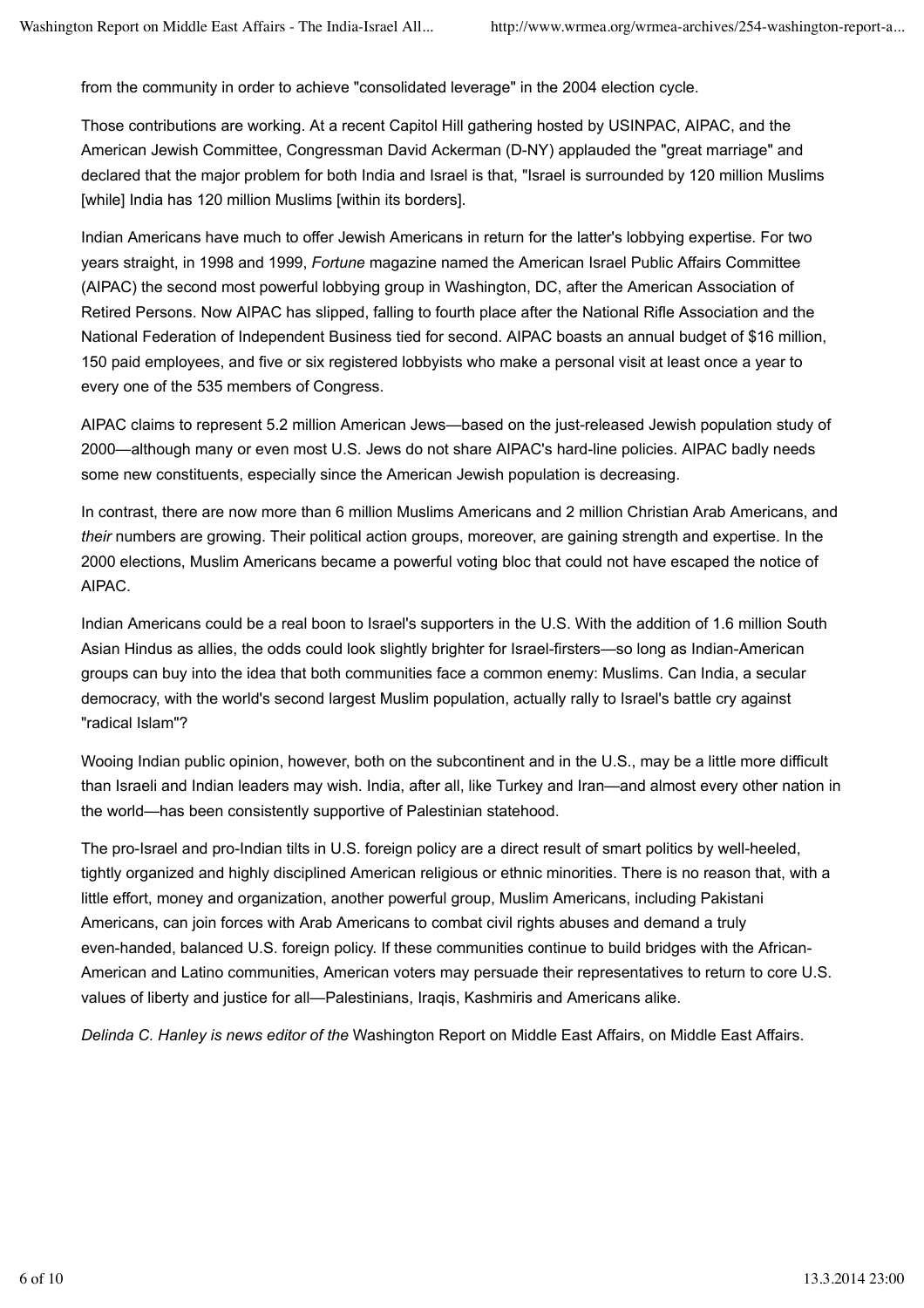from the community in order to achieve "consolidated leverage" in the 2004 election cycle.

Those contributions are working. At a recent Capitol Hill gathering hosted by USINPAC, AIPAC, and the American Jewish Committee, Congressman David Ackerman (D-NY) applauded the "great marriage" and declared that the major problem for both India and Israel is that, "Israel is surrounded by 120 million Muslims [while] India has 120 million Muslims [within its borders].

Indian Americans have much to offer Jewish Americans in return for the latter's lobbying expertise. For two years straight, in 1998 and 1999, *Fortune* magazine named the American Israel Public Affairs Committee (AIPAC) the second most powerful lobbying group in Washington, DC, after the American Association of Retired Persons. Now AIPAC has slipped, falling to fourth place after the National Rifle Association and the National Federation of Independent Business tied for second. AIPAC boasts an annual budget of $16 million, 150 paid employees, and five or six registered lobbyists who make a personal visit at least once a year to every one of the 535 members of Congress.

AIPAC claims to represent 5.2 million American Jews—based on the just-released Jewish population study of 2000—although many or even most U.S. Jews do not share AIPAC's hard-line policies. AIPAC badly needs some new constituents, especially since the American Jewish population is decreasing.

In contrast, there are now more than 6 million Muslims Americans and 2 million Christian Arab Americans, and *their* numbers are growing. Their political action groups, moreover, are gaining strength and expertise. In the 2000 elections, Muslim Americans became a powerful voting bloc that could not have escaped the notice of AIPAC.

Indian Americans could be a real boon to Israel's supporters in the U.S. With the addition of 1.6 million South Asian Hindus as allies, the odds could look slightly brighter for Israel-firsters—so long as Indian-American groups can buy into the idea that both communities face a common enemy: Muslims. Can India, a secular democracy, with the world's second largest Muslim population, actually rally to Israel's battle cry against "radical Islam"?

Wooing Indian public opinion, however, both on the subcontinent and in the U.S., may be a little more difficult than Israeli and Indian leaders may wish. India, after all, like Turkey and Iran—and almost every other nation in the world—has been consistently supportive of Palestinian statehood.

The pro-Israel and pro-Indian tilts in U.S. foreign policy are a direct result of smart politics by well-heeled, tightly organized and highly disciplined American religious or ethnic minorities. There is no reason that, with a little effort, money and organization, another powerful group, Muslim Americans, including Pakistani Americans, can join forces with Arab Americans to combat civil rights abuses and demand a truly even-handed, balanced U.S. foreign policy. If these communities continue to build bridges with the African-American and Latino communities, American voters may persuade their representatives to return to core U.S. values of liberty and justice for all—Palestinians, Iraqis, Kashmiris and Americans alike.

*Delinda C. Hanley is news editor of the* Washington Report on Middle East Affairs, on Middle East Affairs.